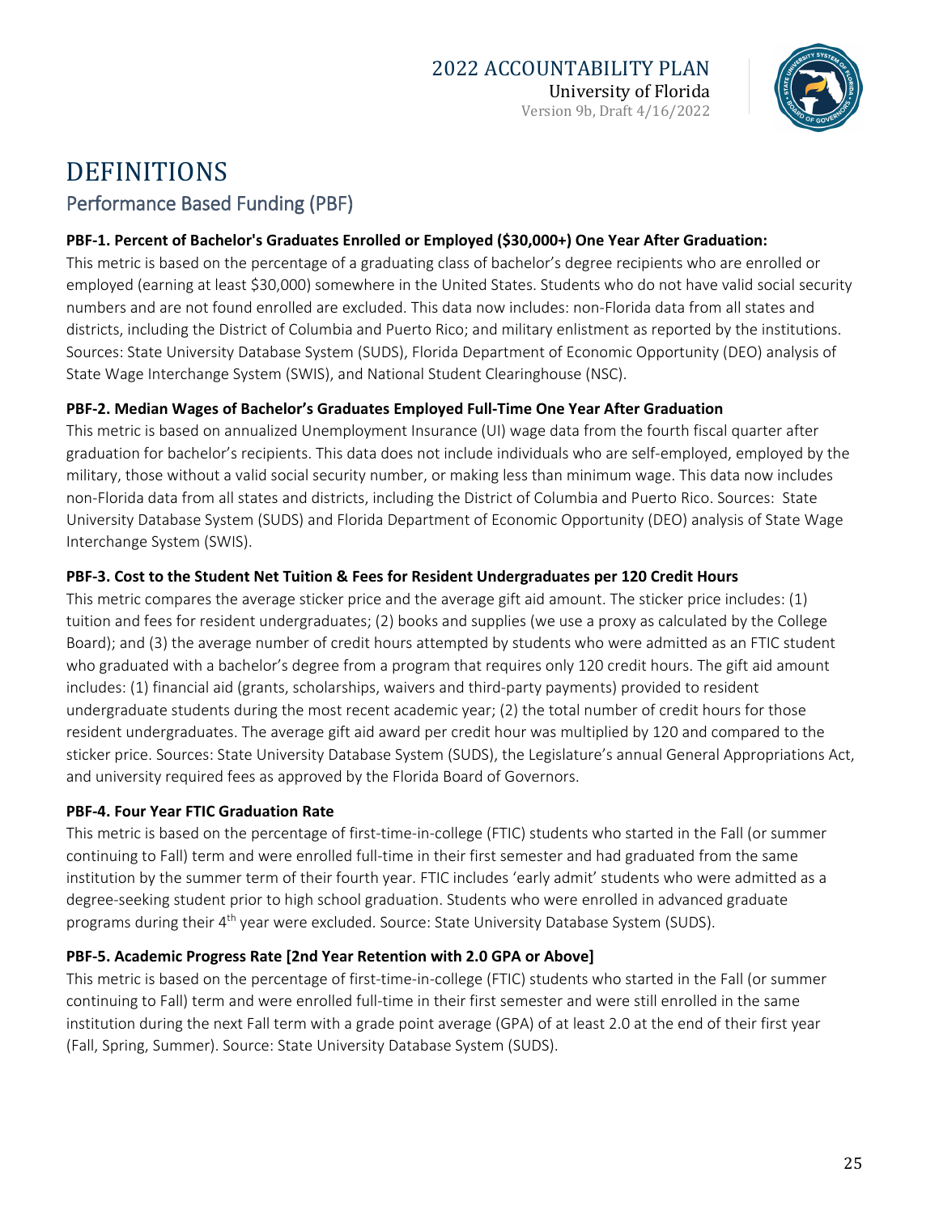# DEFINITIONS

## Performance Based Funding (PBF)

**PBF-1. Percent of Bachelor's Graduates Enrolled or Employed ($30,000+) One Year After Graduation:**
This metric is based on the percentage of a graduating class of bachelor's degree recipients who are enrolled or employed (earning at least $30,000) somewhere in the United States. Students who do not have valid social security numbers and are not found enrolled are excluded. This data now includes: non-Florida data from all states and districts, including the District of Columbia and Puerto Rico; and military enlistment as reported by the institutions. Sources: State University Database System (SUDS), Florida Department of Economic Opportunity (DEO) analysis of State Wage Interchange System (SWIS), and National Student Clearinghouse (NSC).

**PBF-2. Median Wages of Bachelor's Graduates Employed Full-Time One Year After Graduation**
This metric is based on annualized Unemployment Insurance (UI) wage data from the fourth fiscal quarter after graduation for bachelor's recipients. This data does not include individuals who are self-employed, employed by the military, those without a valid social security number, or making less than minimum wage. This data now includes non-Florida data from all states and districts, including the District of Columbia and Puerto Rico. Sources: State University Database System (SUDS) and Florida Department of Economic Opportunity (DEO) analysis of State Wage Interchange System (SWIS).

**PBF-3. Cost to the Student Net Tuition & Fees for Resident Undergraduates per 120 Credit Hours**
This metric compares the average sticker price and the average gift aid amount. The sticker price includes: (1) tuition and fees for resident undergraduates; (2) books and supplies (we use a proxy as calculated by the College Board); and (3) the average number of credit hours attempted by students who were admitted as an FTIC student who graduated with a bachelor's degree from a program that requires only 120 credit hours. The gift aid amount includes: (1) financial aid (grants, scholarships, waivers and third-party payments) provided to resident undergraduate students during the most recent academic year; (2) the total number of credit hours for those resident undergraduates. The average gift aid award per credit hour was multiplied by 120 and compared to the sticker price. Sources: State University Database System (SUDS), the Legislature's annual General Appropriations Act, and university required fees as approved by the Florida Board of Governors.

**PBF-4. Four Year FTIC Graduation Rate**
This metric is based on the percentage of first-time-in-college (FTIC) students who started in the Fall (or summer continuing to Fall) term and were enrolled full-time in their first semester and had graduated from the same institution by the summer term of their fourth year. FTIC includes 'early admit' students who were admitted as a degree-seeking student prior to high school graduation. Students who were enrolled in advanced graduate programs during their 4th year were excluded. Source: State University Database System (SUDS).

**PBF-5. Academic Progress Rate [2nd Year Retention with 2.0 GPA or Above]**
This metric is based on the percentage of first-time-in-college (FTIC) students who started in the Fall (or summer continuing to Fall) term and were enrolled full-time in their first semester and were still enrolled in the same institution during the next Fall term with a grade point average (GPA) of at least 2.0 at the end of their first year (Fall, Spring, Summer). Source: State University Database System (SUDS).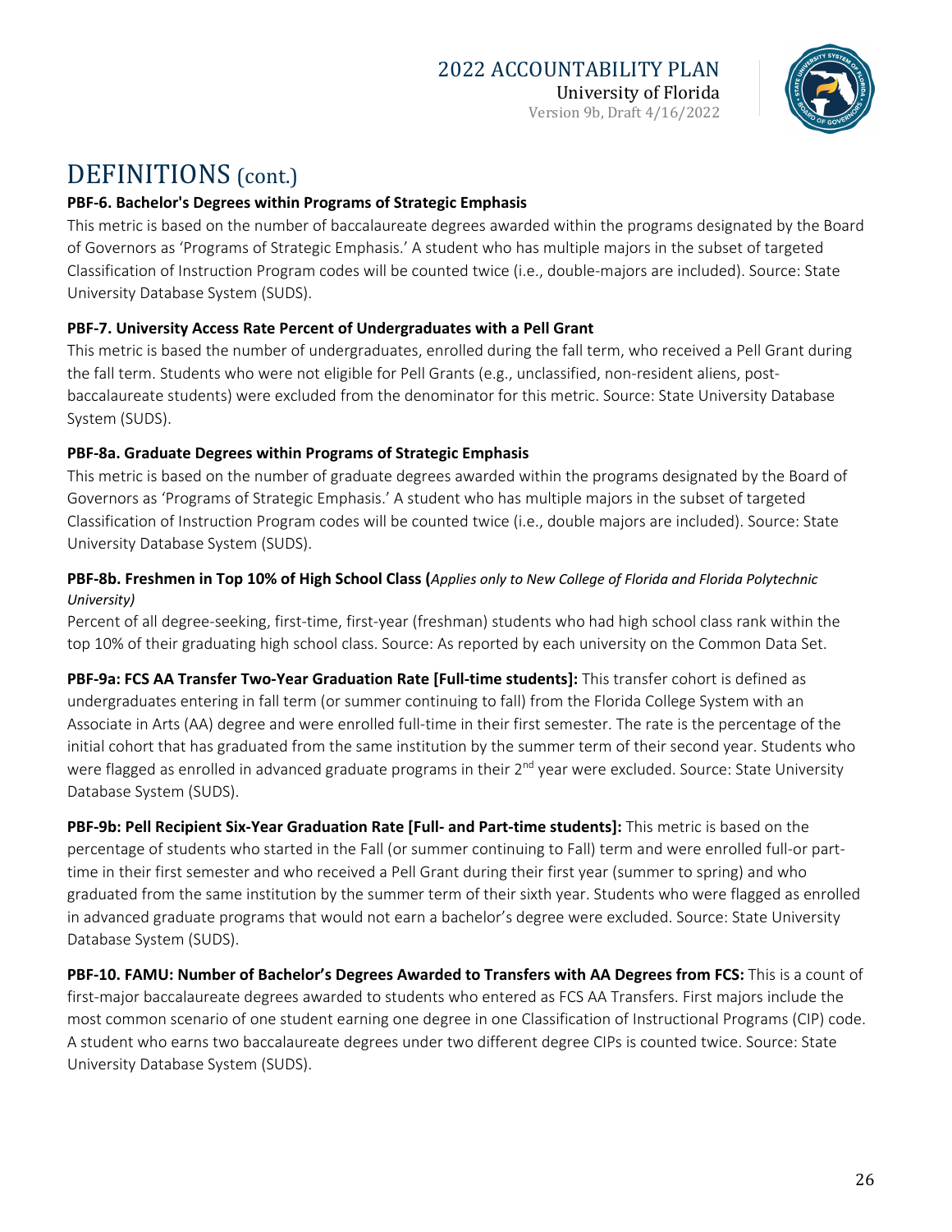# DEFINITIONS (cont.)

**PBF-6. Bachelor's Degrees within Programs of Strategic Emphasis**

This metric is based on the number of baccalaureate degrees awarded within the programs designated by the Board of Governors as 'Programs of Strategic Emphasis.' A student who has multiple majors in the subset of targeted Classification of Instruction Program codes will be counted twice (i.e., double-majors are included). Source: State University Database System (SUDS).

**PBF-7. University Access Rate Percent of Undergraduates with a Pell Grant**

This metric is based the number of undergraduates, enrolled during the fall term, who received a Pell Grant during the fall term. Students who were not eligible for Pell Grants (e.g., unclassified, non-resident aliens, post-baccalaureate students) were excluded from the denominator for this metric. Source: State University Database System (SUDS).

**PBF-8a. Graduate Degrees within Programs of Strategic Emphasis**

This metric is based on the number of graduate degrees awarded within the programs designated by the Board of Governors as 'Programs of Strategic Emphasis.' A student who has multiple majors in the subset of targeted Classification of Instruction Program codes will be counted twice (i.e., double majors are included). Source: State University Database System (SUDS).

**PBF-8b. Freshmen in Top 10% of High School Class (***Applies only to New College of Florida and Florida Polytechnic University)*

Percent of all degree-seeking, first-time, first-year (freshman) students who had high school class rank within the top 10% of their graduating high school class. Source: As reported by each university on the Common Data Set.

**PBF-9a: FCS AA Transfer Two-Year Graduation Rate [Full-time students]:** This transfer cohort is defined as undergraduates entering in fall term (or summer continuing to fall) from the Florida College System with an Associate in Arts (AA) degree and were enrolled full-time in their first semester. The rate is the percentage of the initial cohort that has graduated from the same institution by the summer term of their second year. Students who were flagged as enrolled in advanced graduate programs in their 2nd year were excluded. Source: State University Database System (SUDS).

**PBF-9b: Pell Recipient Six-Year Graduation Rate [Full- and Part-time students]:** This metric is based on the percentage of students who started in the Fall (or summer continuing to Fall) term and were enrolled full-or part-time in their first semester and who received a Pell Grant during their first year (summer to spring) and who graduated from the same institution by the summer term of their sixth year. Students who were flagged as enrolled in advanced graduate programs that would not earn a bachelor's degree were excluded. Source: State University Database System (SUDS).

**PBF-10. FAMU: Number of Bachelor's Degrees Awarded to Transfers with AA Degrees from FCS:** This is a count of first-major baccalaureate degrees awarded to students who entered as FCS AA Transfers. First majors include the most common scenario of one student earning one degree in one Classification of Instructional Programs (CIP) code. A student who earns two baccalaureate degrees under two different degree CIPs is counted twice. Source: State University Database System (SUDS).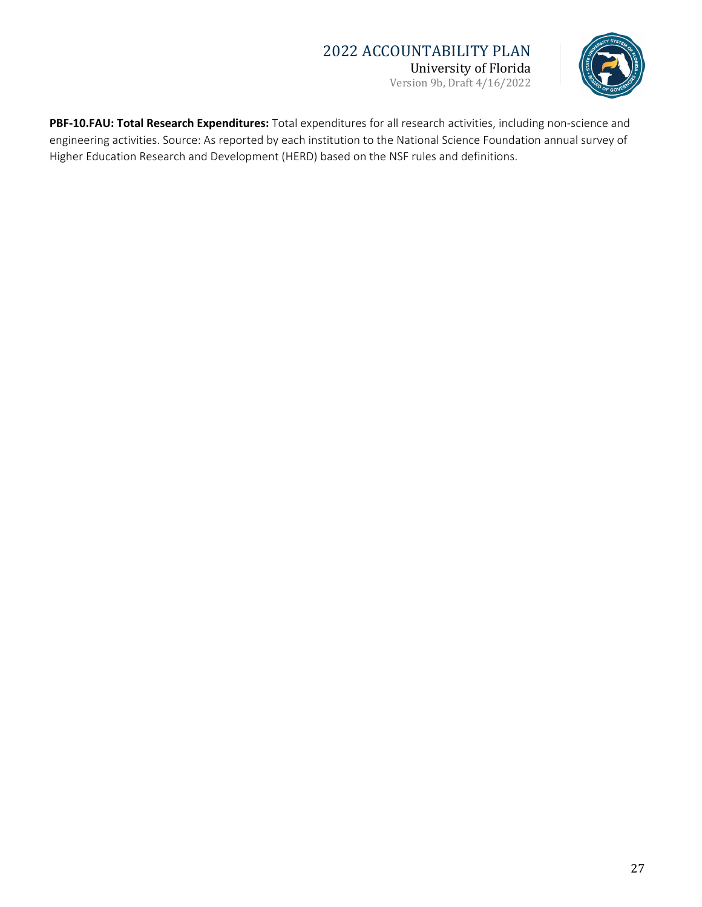**PBF-10.FAU: Total Research Expenditures:** Total expenditures for all research activities, including non-science and engineering activities. Source: As reported by each institution to the National Science Foundation annual survey of Higher Education Research and Development (HERD) based on the NSF rules and definitions.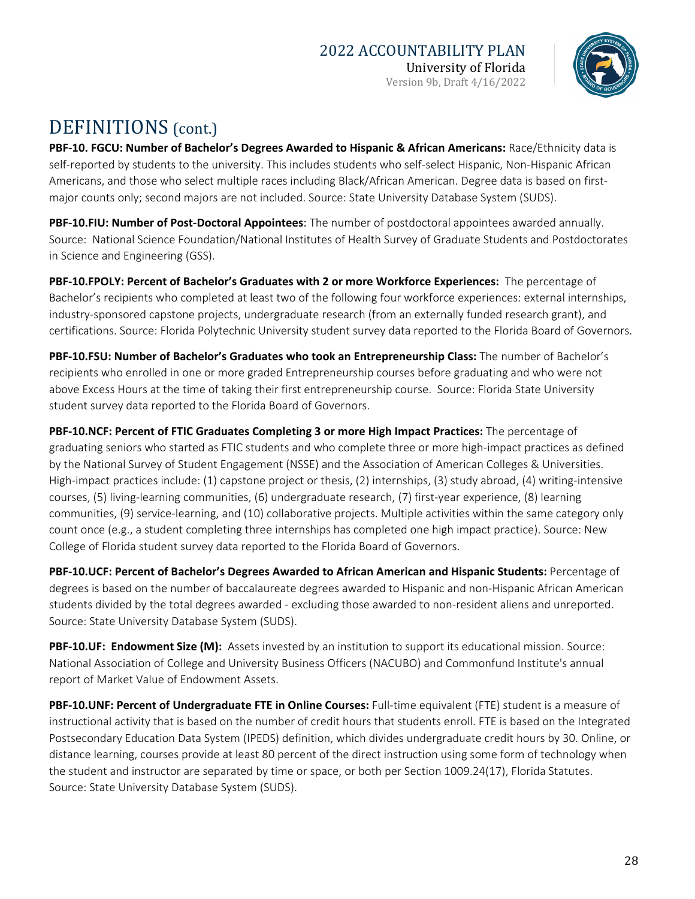# DEFINITIONS (cont.)

**PBF-10. FGCU: Number of Bachelor's Degrees Awarded to Hispanic & African Americans:** Race/Ethnicity data is self-reported by students to the university. This includes students who self-select Hispanic, Non-Hispanic African Americans, and those who select multiple races including Black/African American. Degree data is based on first-major counts only; second majors are not included. Source: State University Database System (SUDS).

**PBF-10.FIU: Number of Post-Doctoral Appointees**: The number of postdoctoral appointees awarded annually. Source: National Science Foundation/National Institutes of Health Survey of Graduate Students and Postdoctorates in Science and Engineering (GSS).

**PBF-10.FPOLY: Percent of Bachelor's Graduates with 2 or more Workforce Experiences:** The percentage of Bachelor's recipients who completed at least two of the following four workforce experiences: external internships, industry-sponsored capstone projects, undergraduate research (from an externally funded research grant), and certifications. Source: Florida Polytechnic University student survey data reported to the Florida Board of Governors.

**PBF-10.FSU: Number of Bachelor's Graduates who took an Entrepreneurship Class:** The number of Bachelor's recipients who enrolled in one or more graded Entrepreneurship courses before graduating and who were not above Excess Hours at the time of taking their first entrepreneurship course. Source: Florida State University student survey data reported to the Florida Board of Governors.

**PBF-10.NCF: Percent of FTIC Graduates Completing 3 or more High Impact Practices:** The percentage of graduating seniors who started as FTIC students and who complete three or more high-impact practices as defined by the National Survey of Student Engagement (NSSE) and the Association of American Colleges & Universities. High-impact practices include: (1) capstone project or thesis, (2) internships, (3) study abroad, (4) writing-intensive courses, (5) living-learning communities, (6) undergraduate research, (7) first-year experience, (8) learning communities, (9) service-learning, and (10) collaborative projects. Multiple activities within the same category only count once (e.g., a student completing three internships has completed one high impact practice). Source: New College of Florida student survey data reported to the Florida Board of Governors.

**PBF-10.UCF: Percent of Bachelor's Degrees Awarded to African American and Hispanic Students:** Percentage of degrees is based on the number of baccalaureate degrees awarded to Hispanic and non-Hispanic African American students divided by the total degrees awarded - excluding those awarded to non-resident aliens and unreported. Source: State University Database System (SUDS).

**PBF-10.UF: Endowment Size (M):** Assets invested by an institution to support its educational mission. Source: National Association of College and University Business Officers (NACUBO) and Commonfund Institute's annual report of Market Value of Endowment Assets.

**PBF-10.UNF: Percent of Undergraduate FTE in Online Courses:** Full-time equivalent (FTE) student is a measure of instructional activity that is based on the number of credit hours that students enroll. FTE is based on the Integrated Postsecondary Education Data System (IPEDS) definition, which divides undergraduate credit hours by 30. Online, or distance learning, courses provide at least 80 percent of the direct instruction using some form of technology when the student and instructor are separated by time or space, or both per Section 1009.24(17), Florida Statutes. Source: State University Database System (SUDS).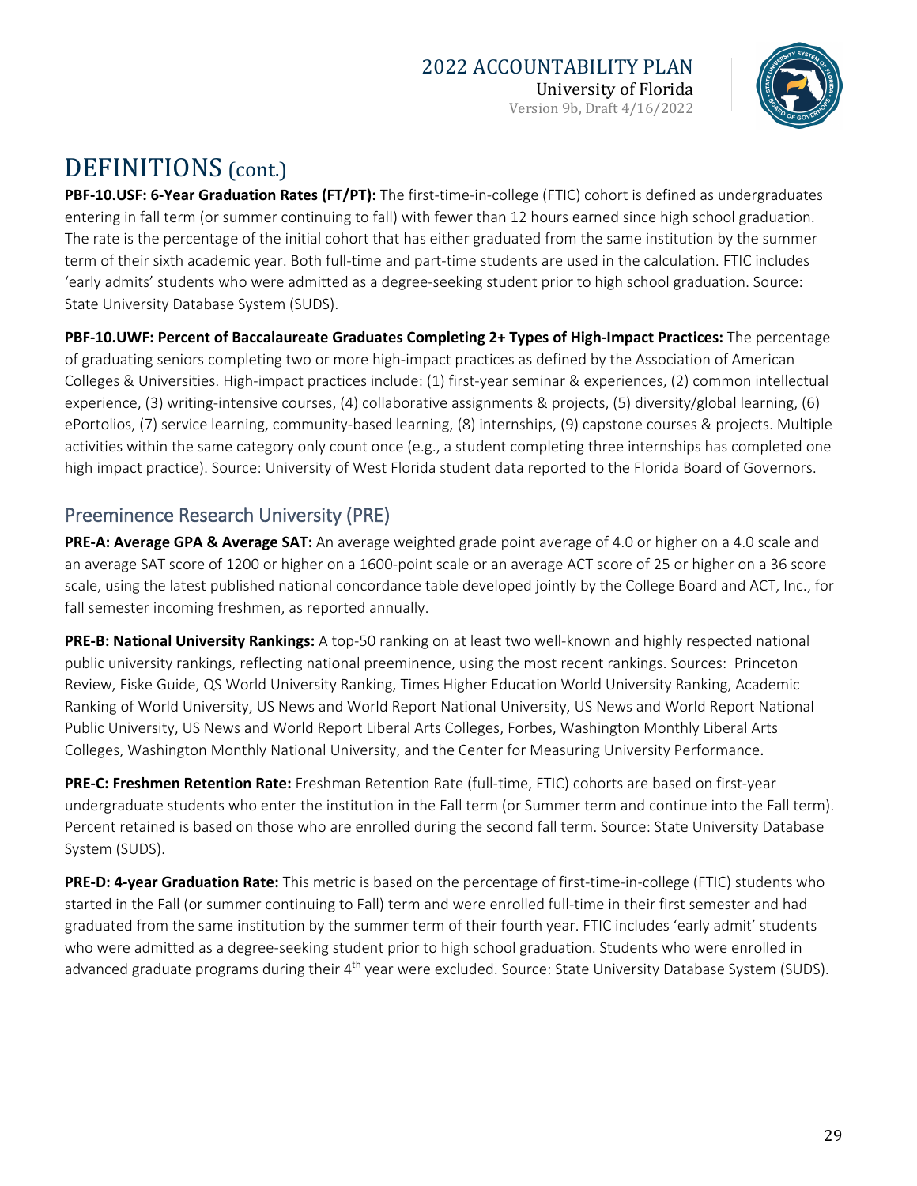# DEFINITIONS (cont.)

**PBF-10.USF: 6-Year Graduation Rates (FT/PT):** The first-time-in-college (FTIC) cohort is defined as undergraduates entering in fall term (or summer continuing to fall) with fewer than 12 hours earned since high school graduation. The rate is the percentage of the initial cohort that has either graduated from the same institution by the summer term of their sixth academic year. Both full-time and part-time students are used in the calculation. FTIC includes 'early admits' students who were admitted as a degree-seeking student prior to high school graduation. Source: State University Database System (SUDS).

**PBF-10.UWF: Percent of Baccalaureate Graduates Completing 2+ Types of High-Impact Practices:** The percentage of graduating seniors completing two or more high-impact practices as defined by the Association of American Colleges & Universities. High-impact practices include: (1) first-year seminar & experiences, (2) common intellectual experience, (3) writing-intensive courses, (4) collaborative assignments & projects, (5) diversity/global learning, (6) ePortolios, (7) service learning, community-based learning, (8) internships, (9) capstone courses & projects. Multiple activities within the same category only count once (e.g., a student completing three internships has completed one high impact practice). Source: University of West Florida student data reported to the Florida Board of Governors.

## Preeminence Research University (PRE)

**PRE-A: Average GPA & Average SAT:** An average weighted grade point average of 4.0 or higher on a 4.0 scale and an average SAT score of 1200 or higher on a 1600-point scale or an average ACT score of 25 or higher on a 36 score scale, using the latest published national concordance table developed jointly by the College Board and ACT, Inc., for fall semester incoming freshmen, as reported annually.

**PRE-B: National University Rankings:** A top-50 ranking on at least two well-known and highly respected national public university rankings, reflecting national preeminence, using the most recent rankings. Sources: Princeton Review, Fiske Guide, QS World University Ranking, Times Higher Education World University Ranking, Academic Ranking of World University, US News and World Report National University, US News and World Report National Public University, US News and World Report Liberal Arts Colleges, Forbes, Washington Monthly Liberal Arts Colleges, Washington Monthly National University, and the Center for Measuring University Performance.

**PRE-C: Freshmen Retention Rate:** Freshman Retention Rate (full-time, FTIC) cohorts are based on first-year undergraduate students who enter the institution in the Fall term (or Summer term and continue into the Fall term). Percent retained is based on those who are enrolled during the second fall term. Source: State University Database System (SUDS).

**PRE-D: 4-year Graduation Rate:** This metric is based on the percentage of first-time-in-college (FTIC) students who started in the Fall (or summer continuing to Fall) term and were enrolled full-time in their first semester and had graduated from the same institution by the summer term of their fourth year. FTIC includes 'early admit' students who were admitted as a degree-seeking student prior to high school graduation. Students who were enrolled in advanced graduate programs during their 4th year were excluded. Source: State University Database System (SUDS).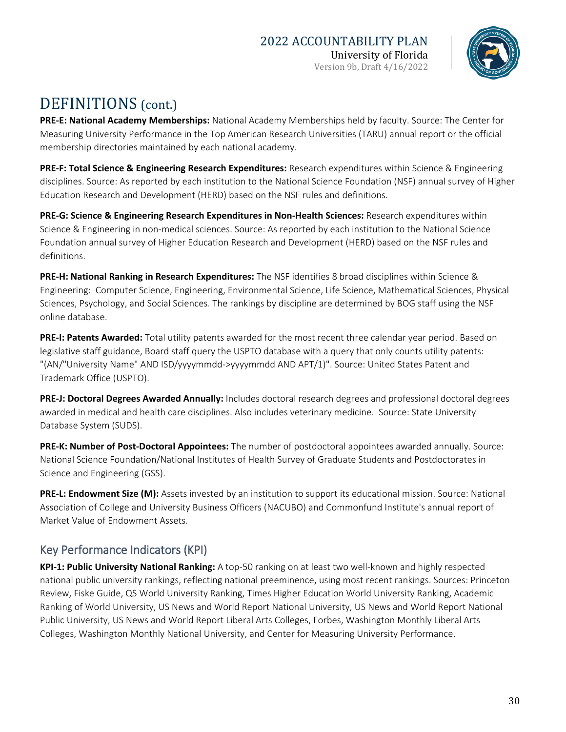# DEFINITIONS (cont.)

**PRE-E: National Academy Memberships:** National Academy Memberships held by faculty. Source: The Center for Measuring University Performance in the Top American Research Universities (TARU) annual report or the official membership directories maintained by each national academy.

**PRE-F: Total Science & Engineering Research Expenditures:** Research expenditures within Science & Engineering disciplines. Source: As reported by each institution to the National Science Foundation (NSF) annual survey of Higher Education Research and Development (HERD) based on the NSF rules and definitions.

**PRE-G: Science & Engineering Research Expenditures in Non-Health Sciences:** Research expenditures within Science & Engineering in non-medical sciences. Source: As reported by each institution to the National Science Foundation annual survey of Higher Education Research and Development (HERD) based on the NSF rules and definitions.

**PRE-H: National Ranking in Research Expenditures:** The NSF identifies 8 broad disciplines within Science & Engineering: Computer Science, Engineering, Environmental Science, Life Science, Mathematical Sciences, Physical Sciences, Psychology, and Social Sciences. The rankings by discipline are determined by BOG staff using the NSF online database.

**PRE-I: Patents Awarded:** Total utility patents awarded for the most recent three calendar year period. Based on legislative staff guidance, Board staff query the USPTO database with a query that only counts utility patents: "(AN/"University Name" AND ISD/yyyymmdd->yyyymmdd AND APT/1)". Source: United States Patent and Trademark Office (USPTO).

**PRE-J: Doctoral Degrees Awarded Annually:** Includes doctoral research degrees and professional doctoral degrees awarded in medical and health care disciplines. Also includes veterinary medicine. Source: State University Database System (SUDS).

**PRE-K: Number of Post-Doctoral Appointees:** The number of postdoctoral appointees awarded annually. Source: National Science Foundation/National Institutes of Health Survey of Graduate Students and Postdoctorates in Science and Engineering (GSS).

**PRE-L: Endowment Size (M):** Assets invested by an institution to support its educational mission. Source: National Association of College and University Business Officers (NACUBO) and Commonfund Institute's annual report of Market Value of Endowment Assets.

## Key Performance Indicators (KPI)

**KPI-1: Public University National Ranking:** A top-50 ranking on at least two well-known and highly respected national public university rankings, reflecting national preeminence, using most recent rankings. Sources: Princeton Review, Fiske Guide, QS World University Ranking, Times Higher Education World University Ranking, Academic Ranking of World University, US News and World Report National University, US News and World Report National Public University, US News and World Report Liberal Arts Colleges, Forbes, Washington Monthly Liberal Arts Colleges, Washington Monthly National University, and Center for Measuring University Performance.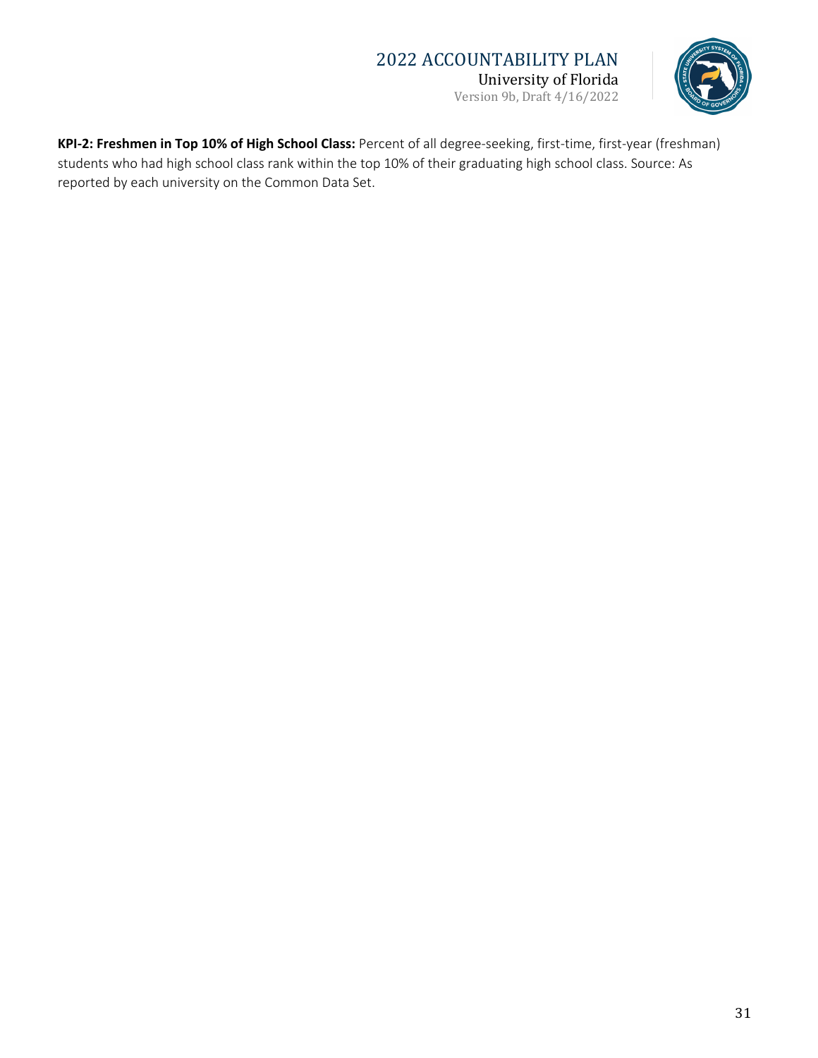**KPI-2: Freshmen in Top 10% of High School Class:** Percent of all degree-seeking, first-time, first-year (freshman) students who had high school class rank within the top 10% of their graduating high school class. Source: As reported by each university on the Common Data Set.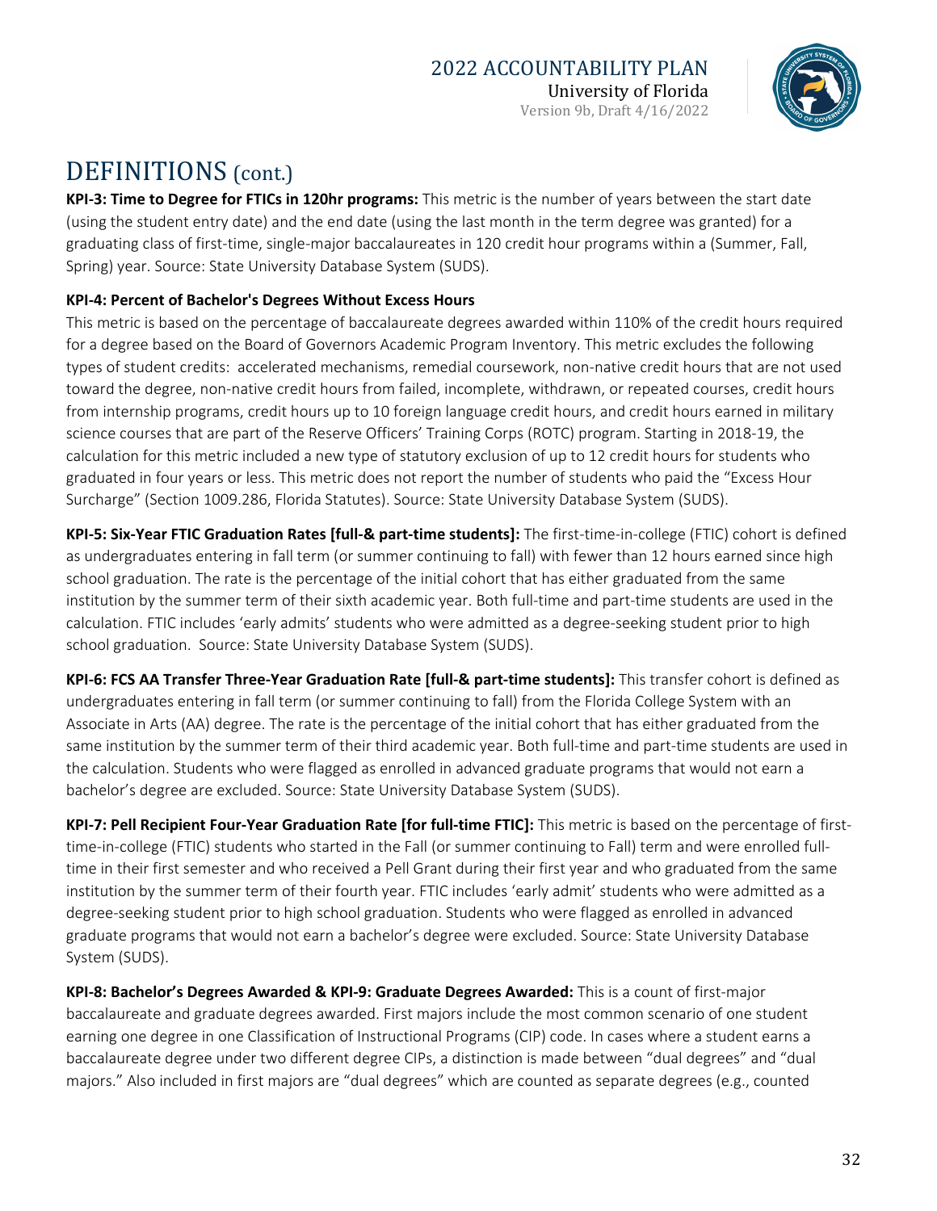# DEFINITIONS (cont.)

**KPI-3: Time to Degree for FTICs in 120hr programs:** This metric is the number of years between the start date (using the student entry date) and the end date (using the last month in the term degree was granted) for a graduating class of first-time, single-major baccalaureates in 120 credit hour programs within a (Summer, Fall, Spring) year. Source: State University Database System (SUDS).

**KPI-4: Percent of Bachelor's Degrees Without Excess Hours**

This metric is based on the percentage of baccalaureate degrees awarded within 110% of the credit hours required for a degree based on the Board of Governors Academic Program Inventory. This metric excludes the following types of student credits: accelerated mechanisms, remedial coursework, non-native credit hours that are not used toward the degree, non-native credit hours from failed, incomplete, withdrawn, or repeated courses, credit hours from internship programs, credit hours up to 10 foreign language credit hours, and credit hours earned in military science courses that are part of the Reserve Officers' Training Corps (ROTC) program. Starting in 2018-19, the calculation for this metric included a new type of statutory exclusion of up to 12 credit hours for students who graduated in four years or less. This metric does not report the number of students who paid the "Excess Hour Surcharge" (Section 1009.286, Florida Statutes). Source: State University Database System (SUDS).

**KPI-5: Six-Year FTIC Graduation Rates [full-& part-time students]:** The first-time-in-college (FTIC) cohort is defined as undergraduates entering in fall term (or summer continuing to fall) with fewer than 12 hours earned since high school graduation. The rate is the percentage of the initial cohort that has either graduated from the same institution by the summer term of their sixth academic year. Both full-time and part-time students are used in the calculation. FTIC includes 'early admits' students who were admitted as a degree-seeking student prior to high school graduation. Source: State University Database System (SUDS).

**KPI-6: FCS AA Transfer Three-Year Graduation Rate [full-& part-time students]:** This transfer cohort is defined as undergraduates entering in fall term (or summer continuing to fall) from the Florida College System with an Associate in Arts (AA) degree. The rate is the percentage of the initial cohort that has either graduated from the same institution by the summer term of their third academic year. Both full-time and part-time students are used in the calculation. Students who were flagged as enrolled in advanced graduate programs that would not earn a bachelor's degree are excluded. Source: State University Database System (SUDS).

**KPI-7: Pell Recipient Four-Year Graduation Rate [for full-time FTIC]:** This metric is based on the percentage of first-time-in-college (FTIC) students who started in the Fall (or summer continuing to Fall) term and were enrolled full-time in their first semester and who received a Pell Grant during their first year and who graduated from the same institution by the summer term of their fourth year. FTIC includes 'early admit' students who were admitted as a degree-seeking student prior to high school graduation. Students who were flagged as enrolled in advanced graduate programs that would not earn a bachelor's degree were excluded. Source: State University Database System (SUDS).

**KPI-8: Bachelor's Degrees Awarded & KPI-9: Graduate Degrees Awarded:** This is a count of first-major baccalaureate and graduate degrees awarded. First majors include the most common scenario of one student earning one degree in one Classification of Instructional Programs (CIP) code. In cases where a student earns a baccalaureate degree under two different degree CIPs, a distinction is made between "dual degrees" and "dual majors." Also included in first majors are "dual degrees" which are counted as separate degrees (e.g., counted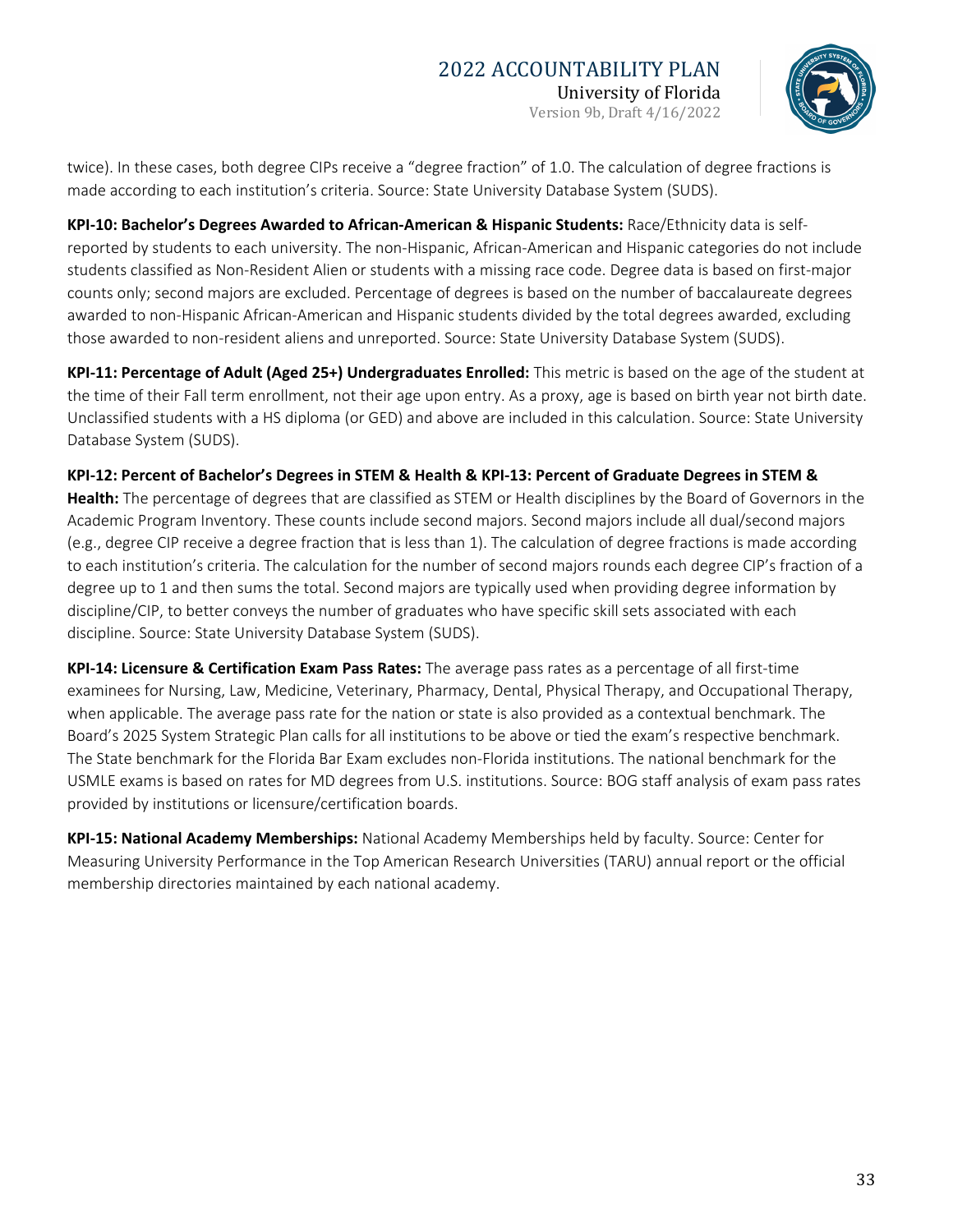twice). In these cases, both degree CIPs receive a "degree fraction" of 1.0. The calculation of degree fractions is made according to each institution's criteria. Source: State University Database System (SUDS).

**KPI-10: Bachelor's Degrees Awarded to African-American & Hispanic Students:** Race/Ethnicity data is self-reported by students to each university. The non-Hispanic, African-American and Hispanic categories do not include students classified as Non-Resident Alien or students with a missing race code. Degree data is based on first-major counts only; second majors are excluded. Percentage of degrees is based on the number of baccalaureate degrees awarded to non-Hispanic African-American and Hispanic students divided by the total degrees awarded, excluding those awarded to non-resident aliens and unreported. Source: State University Database System (SUDS).

**KPI-11: Percentage of Adult (Aged 25+) Undergraduates Enrolled:** This metric is based on the age of the student at the time of their Fall term enrollment, not their age upon entry. As a proxy, age is based on birth year not birth date. Unclassified students with a HS diploma (or GED) and above are included in this calculation. Source: State University Database System (SUDS).

**KPI-12: Percent of Bachelor's Degrees in STEM & Health & KPI-13: Percent of Graduate Degrees in STEM & Health:** The percentage of degrees that are classified as STEM or Health disciplines by the Board of Governors in the Academic Program Inventory. These counts include second majors. Second majors include all dual/second majors (e.g., degree CIP receive a degree fraction that is less than 1). The calculation of degree fractions is made according to each institution's criteria. The calculation for the number of second majors rounds each degree CIP's fraction of a degree up to 1 and then sums the total. Second majors are typically used when providing degree information by discipline/CIP, to better conveys the number of graduates who have specific skill sets associated with each discipline. Source: State University Database System (SUDS).

**KPI-14: Licensure & Certification Exam Pass Rates:** The average pass rates as a percentage of all first-time examinees for Nursing, Law, Medicine, Veterinary, Pharmacy, Dental, Physical Therapy, and Occupational Therapy, when applicable. The average pass rate for the nation or state is also provided as a contextual benchmark. The Board's 2025 System Strategic Plan calls for all institutions to be above or tied the exam's respective benchmark. The State benchmark for the Florida Bar Exam excludes non-Florida institutions. The national benchmark for the USMLE exams is based on rates for MD degrees from U.S. institutions. Source: BOG staff analysis of exam pass rates provided by institutions or licensure/certification boards.

**KPI-15: National Academy Memberships:** National Academy Memberships held by faculty. Source: Center for Measuring University Performance in the Top American Research Universities (TARU) annual report or the official membership directories maintained by each national academy.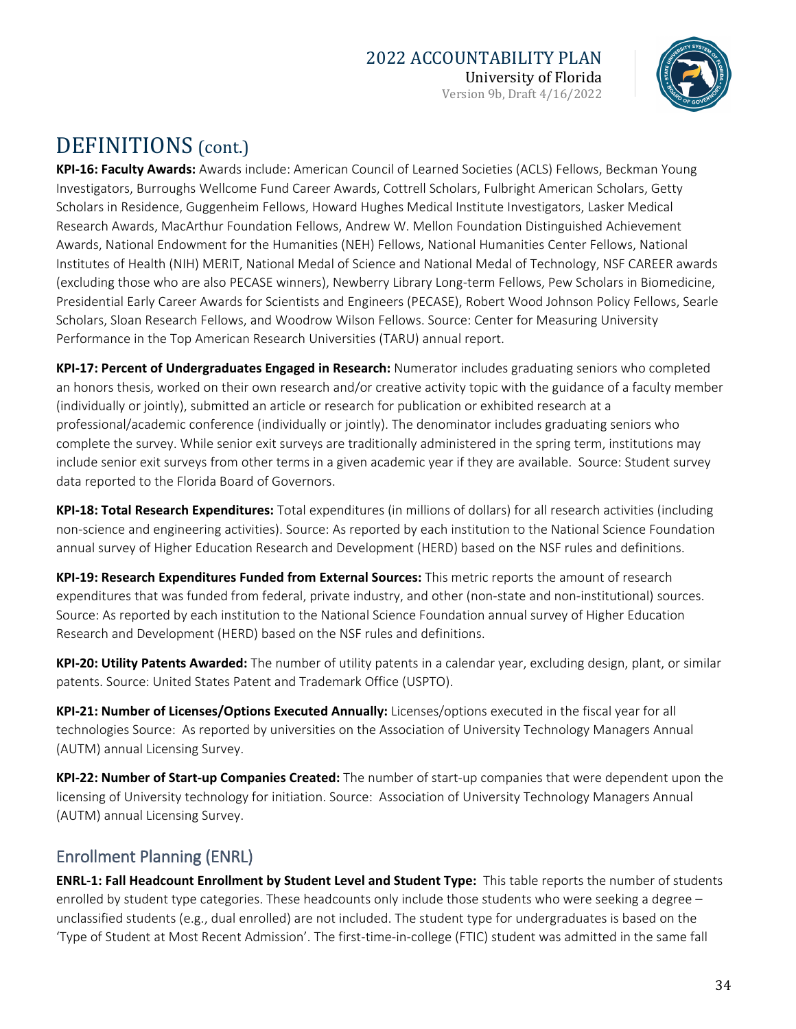# DEFINITIONS (cont.)

**KPI-16: Faculty Awards:** Awards include: American Council of Learned Societies (ACLS) Fellows, Beckman Young Investigators, Burroughs Wellcome Fund Career Awards, Cottrell Scholars, Fulbright American Scholars, Getty Scholars in Residence, Guggenheim Fellows, Howard Hughes Medical Institute Investigators, Lasker Medical Research Awards, MacArthur Foundation Fellows, Andrew W. Mellon Foundation Distinguished Achievement Awards, National Endowment for the Humanities (NEH) Fellows, National Humanities Center Fellows, National Institutes of Health (NIH) MERIT, National Medal of Science and National Medal of Technology, NSF CAREER awards (excluding those who are also PECASE winners), Newberry Library Long-term Fellows, Pew Scholars in Biomedicine, Presidential Early Career Awards for Scientists and Engineers (PECASE), Robert Wood Johnson Policy Fellows, Searle Scholars, Sloan Research Fellows, and Woodrow Wilson Fellows. Source: Center for Measuring University Performance in the Top American Research Universities (TARU) annual report.

**KPI-17: Percent of Undergraduates Engaged in Research:** Numerator includes graduating seniors who completed an honors thesis, worked on their own research and/or creative activity topic with the guidance of a faculty member (individually or jointly), submitted an article or research for publication or exhibited research at a professional/academic conference (individually or jointly). The denominator includes graduating seniors who complete the survey. While senior exit surveys are traditionally administered in the spring term, institutions may include senior exit surveys from other terms in a given academic year if they are available. Source: Student survey data reported to the Florida Board of Governors.

**KPI-18: Total Research Expenditures:** Total expenditures (in millions of dollars) for all research activities (including non-science and engineering activities). Source: As reported by each institution to the National Science Foundation annual survey of Higher Education Research and Development (HERD) based on the NSF rules and definitions.

**KPI-19: Research Expenditures Funded from External Sources:** This metric reports the amount of research expenditures that was funded from federal, private industry, and other (non-state and non-institutional) sources. Source: As reported by each institution to the National Science Foundation annual survey of Higher Education Research and Development (HERD) based on the NSF rules and definitions.

**KPI-20: Utility Patents Awarded:** The number of utility patents in a calendar year, excluding design, plant, or similar patents. Source: United States Patent and Trademark Office (USPTO).

**KPI-21: Number of Licenses/Options Executed Annually:** Licenses/options executed in the fiscal year for all technologies Source: As reported by universities on the Association of University Technology Managers Annual (AUTM) annual Licensing Survey.

**KPI-22: Number of Start-up Companies Created:** The number of start-up companies that were dependent upon the licensing of University technology for initiation. Source: Association of University Technology Managers Annual (AUTM) annual Licensing Survey.

## Enrollment Planning (ENRL)

**ENRL-1: Fall Headcount Enrollment by Student Level and Student Type:** This table reports the number of students enrolled by student type categories. These headcounts only include those students who were seeking a degree – unclassified students (e.g., dual enrolled) are not included. The student type for undergraduates is based on the 'Type of Student at Most Recent Admission'. The first-time-in-college (FTIC) student was admitted in the same fall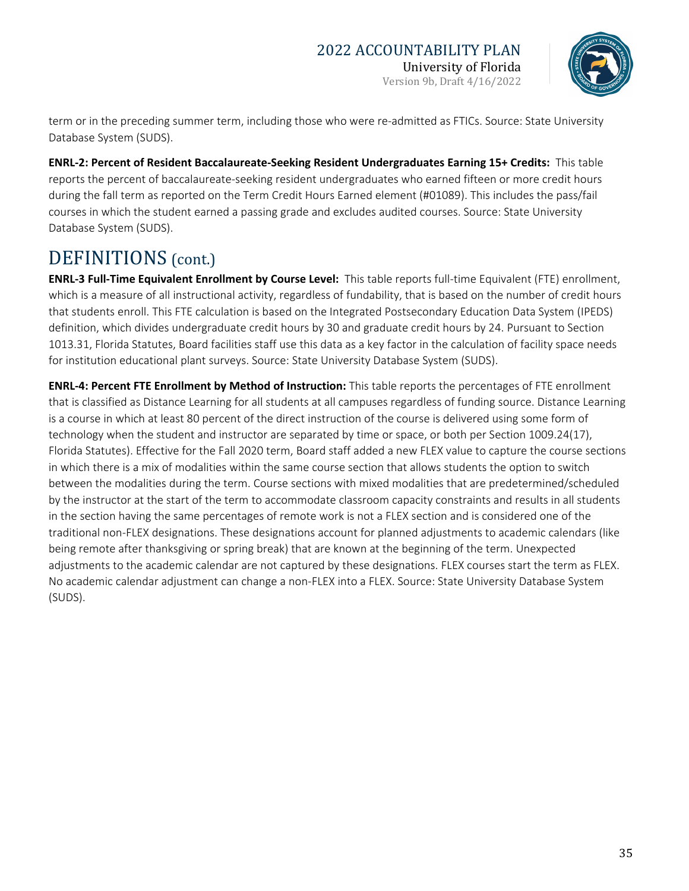term or in the preceding summer term, including those who were re-admitted as FTICs. Source: State University Database System (SUDS).

**ENRL-2: Percent of Resident Baccalaureate-Seeking Resident Undergraduates Earning 15+ Credits:** This table reports the percent of baccalaureate-seeking resident undergraduates who earned fifteen or more credit hours during the fall term as reported on the Term Credit Hours Earned element (#01089). This includes the pass/fail courses in which the student earned a passing grade and excludes audited courses. Source: State University Database System (SUDS).

# DEFINITIONS (cont.)

**ENRL-3 Full-Time Equivalent Enrollment by Course Level:** This table reports full-time Equivalent (FTE) enrollment, which is a measure of all instructional activity, regardless of fundability, that is based on the number of credit hours that students enroll. This FTE calculation is based on the Integrated Postsecondary Education Data System (IPEDS) definition, which divides undergraduate credit hours by 30 and graduate credit hours by 24. Pursuant to Section 1013.31, Florida Statutes, Board facilities staff use this data as a key factor in the calculation of facility space needs for institution educational plant surveys. Source: State University Database System (SUDS).

**ENRL-4: Percent FTE Enrollment by Method of Instruction:** This table reports the percentages of FTE enrollment that is classified as Distance Learning for all students at all campuses regardless of funding source. Distance Learning is a course in which at least 80 percent of the direct instruction of the course is delivered using some form of technology when the student and instructor are separated by time or space, or both per Section 1009.24(17), Florida Statutes). Effective for the Fall 2020 term, Board staff added a new FLEX value to capture the course sections in which there is a mix of modalities within the same course section that allows students the option to switch between the modalities during the term. Course sections with mixed modalities that are predetermined/scheduled by the instructor at the start of the term to accommodate classroom capacity constraints and results in all students in the section having the same percentages of remote work is not a FLEX section and is considered one of the traditional non-FLEX designations. These designations account for planned adjustments to academic calendars (like being remote after thanksgiving or spring break) that are known at the beginning of the term. Unexpected adjustments to the academic calendar are not captured by these designations. FLEX courses start the term as FLEX. No academic calendar adjustment can change a non-FLEX into a FLEX. Source: State University Database System (SUDS).